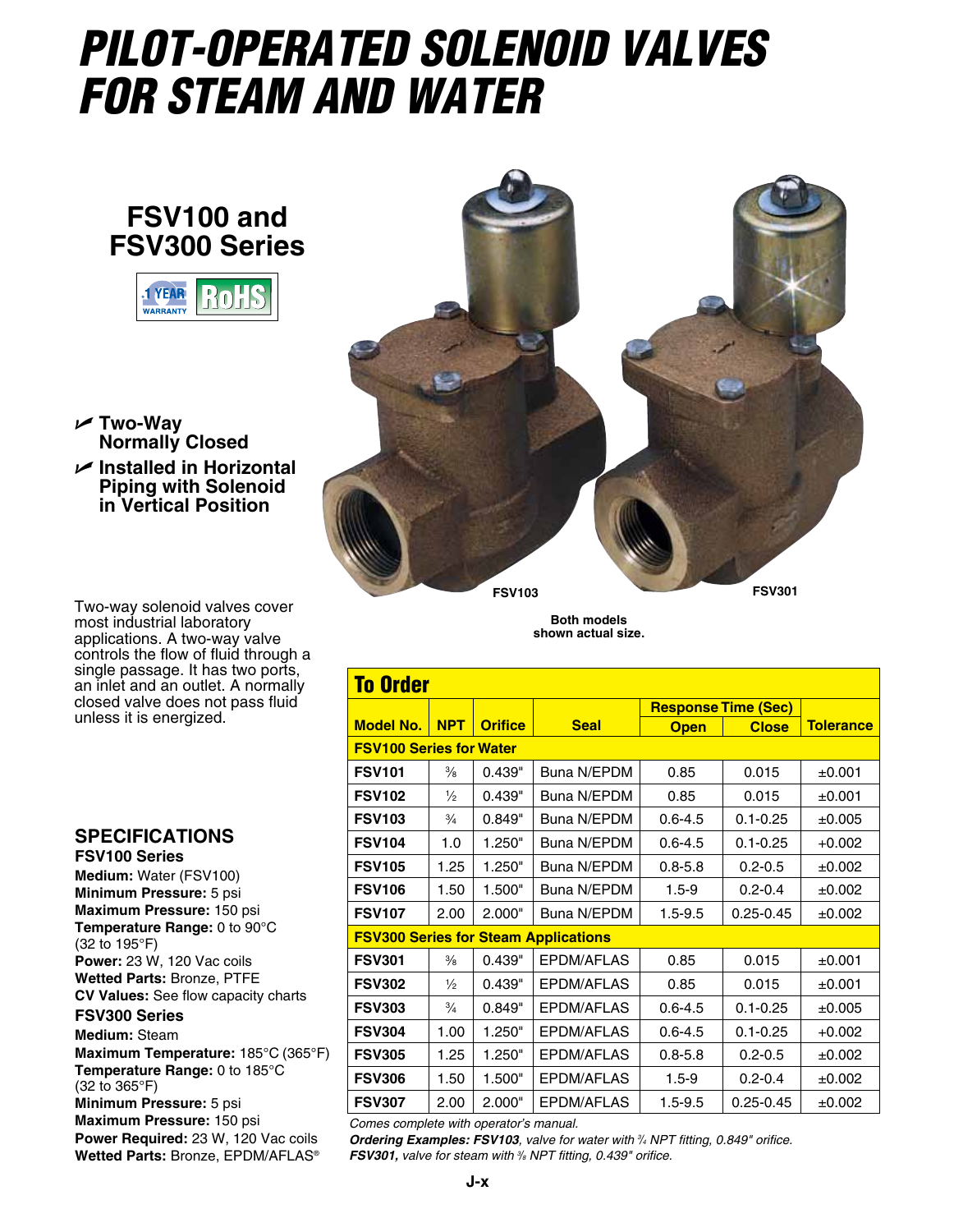# PILOT-OPERATED SOLENOID VALVES FOR STEAM AND WATER

## FSV100 and FSV300 Series

1 YEAR WARRANTY RoHS

- Two-Way Normally Closed
- Installed in Horizontal Piping with Solenoid in Vertical Position

FSV103 FSV301

Both models shown actual size.

Two-way solenoid valves cover most industrial laboratory applications. A two-way valve controls the flow of fluid through a single passage. It has two ports, an inlet and an outlet. A normally closed valve does not pass fluid unless it is energized.

## SPECIFICATIONS

**FSV100 Series**

**Medium:** Water (FSV100)
**Minimum Pressure:** 5 psi
**Maximum Pressure:** 150 psi
**Temperature Range:** 0 to 90°C (32 to 195°F)
**Power:** 23 W, 120 Vac coils
**Wetted Parts:** Bronze, PTFE
**CV Values:** See flow capacity charts

**FSV300 Series**

**Medium:** Steam
**Maximum Temperature:** 185°C (365°F)
**Temperature Range:** 0 to 185°C (32 to 365°F)
**Minimum Pressure:** 5 psi
**Maximum Pressure:** 150 psi
**Power Required:** 23 W, 120 Vac coils
**Wetted Parts:** Bronze, EPDM/AFLAS®

## To Order

| Model No. | NPT | Orifice | Seal | Response Time (Sec) | | Tolerance |
|---|---|---|---|---|---|---|
| | | | | Open | Close | |
| **FSV100 Series for Water** | | | | | | |
| **FSV101** | ⅜ | 0.439" | Buna N/EPDM | 0.85 | 0.015 | ±0.001 |
| **FSV102** | ½ | 0.439" | Buna N/EPDM | 0.85 | 0.015 | ±0.001 |
| **FSV103** | ¾ | 0.849" | Buna N/EPDM | 0.6-4.5 | 0.1-0.25 | ±0.005 |
| **FSV104** | 1.0 | 1.250" | Buna N/EPDM | 0.6-4.5 | 0.1-0.25 | +0.002 |
| **FSV105** | 1.25 | 1.250" | Buna N/EPDM | 0.8-5.8 | 0.2-0.5 | ±0.002 |
| **FSV106** | 1.50 | 1.500" | Buna N/EPDM | 1.5-9 | 0.2-0.4 | ±0.002 |
| **FSV107** | 2.00 | 2.000" | Buna N/EPDM | 1.5-9.5 | 0.25-0.45 | ±0.002 |
| **FSV300 Series for Steam Applications** | | | | | | |
| **FSV301** | ⅜ | 0.439" | EPDM/AFLAS | 0.85 | 0.015 | ±0.001 |
| **FSV302** | ½ | 0.439" | EPDM/AFLAS | 0.85 | 0.015 | ±0.001 |
| **FSV303** | ¾ | 0.849" | EPDM/AFLAS | 0.6-4.5 | 0.1-0.25 | ±0.005 |
| **FSV304** | 1.00 | 1.250" | EPDM/AFLAS | 0.6-4.5 | 0.1-0.25 | +0.002 |
| **FSV305** | 1.25 | 1.250" | EPDM/AFLAS | 0.8-5.8 | 0.2-0.5 | ±0.002 |
| **FSV306** | 1.50 | 1.500" | EPDM/AFLAS | 1.5-9 | 0.2-0.4 | ±0.002 |
| **FSV307** | 2.00 | 2.000" | EPDM/AFLAS | 1.5-9.5 | 0.25-0.45 | ±0.002 |

*Comes complete with operator's manual.*

***Ordering Examples: FSV103****, valve for water with ¾ NPT fitting, 0.849" orifice.*
***FSV301,*** *valve for steam with ⅜ NPT fitting, 0.439" orifice.*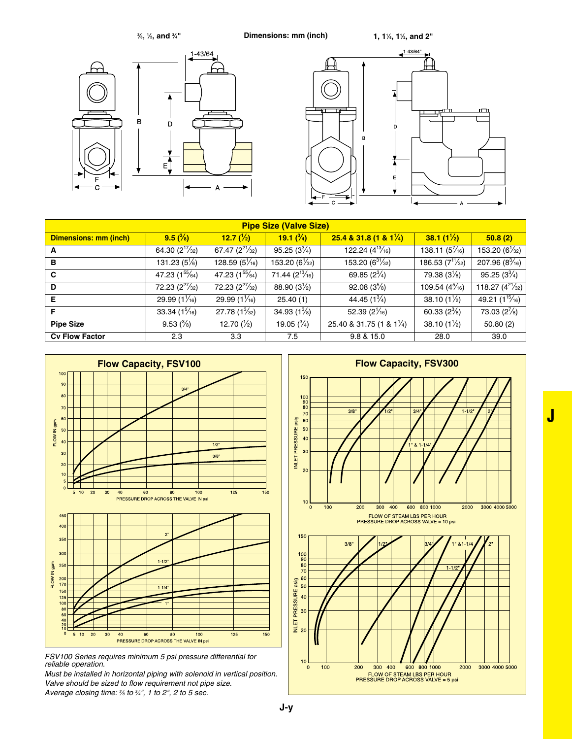⅜, ½, and ¾"

Dimensions: mm (inch)

1, 1¼, 1½, and 2"

1-43/64

B

D

E

F

C

A

1-43/64"

B

D

E

F

C

A

| Pipe Size (Valve Size) | | | | | | |
|---|---|---|---|---|---|---|
| **Dimensions: mm (inch)** | **9.5 (⅜)** | **12.7 (½)** | **19.1 (¾)** | **25.4 & 31.8 (1 & 1¼)** | **38.1 (1½)** | **50.8 (2)** |
| **A** | 64.30 (2 17/32) | 67.47 (2 21/32) | 95.25 (3¾) | 122.24 (4 13/16) | 138.11 (5 7/16) | 153.20 (6 1/32) |
| **B** | 131.23 (5⅛) | 128.59 (5 1/16) | 153.20 (6 1/32) | 153.20 (6 31/32) | 186.53 (7 11/32) | 207.96 (8 3/16) |
| **C** | 47.23 (1 55/64) | 47.23 (1 55/64) | 71.44 (2 13/16) | 69.85 (2¾) | 79.38 (3⅛) | 95.25 (3¾) |
| **D** | 72.23 (2 27/32) | 72.23 (2 27/32) | 88.90 (3½) | 92.08 (3⅝) | 109.54 (4 5/16) | 118.27 (4 21/32) |
| **E** | 29.99 (1 1/16) | 29.99 (1 1/16) | 25.40 (1) | 44.45 (1¾) | 38.10 (1½) | 49.21 (1 15/16) |
| **F** | 33.34 (1 5/16) | 27.78 (1 3/32) | 34.93 (1⅜) | 52.39 (2 1/16) | 60.33 (2⅜) | 73.03 (2⅞) |
| **Pipe Size** | 9.53 (⅜) | 12.70 (½) | 19.05 (¾) | 25.40 & 31.75 (1 & 1¼) | 38.10 (1½) | 50.80 (2) |
| **Cv Flow Factor** | 2.3 | 3.3 | 7.5 | 9.8 & 15.0 | 28.0 | 39.0 |

## Flow Capacity, FSV100

FLOW IN gpm

100 90 80 70 60 50 40 30 20 10 5 0

3/4"

1/2"

3/8"

5 10 20 30 40 60 80 100 125 150

PRESSURE DROP ACROSS THE VALVE IN psi

FLOW IN gpm

450 400 350 300 250 200 170 150 125 100 80 60 40 20 10 0

2"

1-1/2"

1-1/4"

1"

5 10 20 30 40 60 80 100 125 150

PRESSURE DROP ACROSS THE VALVE IN psi

*FSV100 Series requires minimum 5 psi pressure differential for reliable operation.*

*Must be installed in horizontal piping with solenoid in vertical position.*

*Valve should be sized to flow requirement not pipe size.*

*Average closing time: ⅜ to ¾", 1 to 2", 2 to 5 sec.*

## Flow Capacity, FSV300

INLET PRESSURE psig

150 100 90 80 70 60 50 40 30 20 10

3/8"

1/2"

3/4"

1" & 1-1/4"

1-1/2"

2"

0 100 200 300 400 600 800 1000 2000 3000 4000 5000

FLOW OF STEAM LBS PER HOUR
PRESSURE DROP ACROSS VALVE = 10 psi

INLET PRESSURE psig

150 100 90 80 70 60 50 40 30 20 10

3/8"

1/2"

3/4"

1" &1-1/4

2"

1-1/2"

0 100 200 300 400 600 800 1000 2000 3000 4000 5000

FLOW OF STEAM LBS PER HOUR
PRESSURE DROP ACROSS VALVE = 5 psi